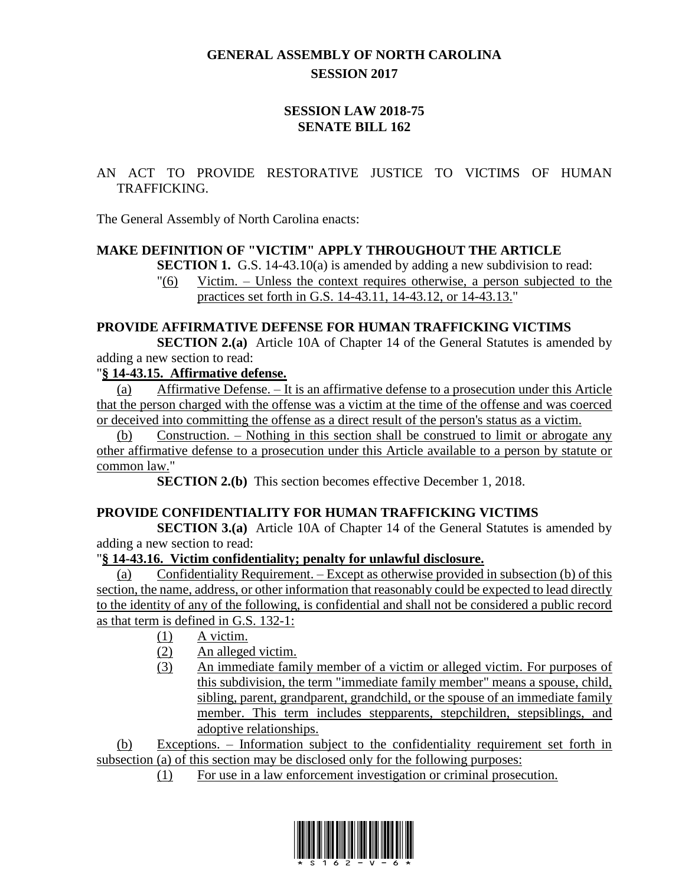# GENERAL ASSEMBLY OF NORTH CAROLINA
## SESSION 2017

## SESSION LAW 2018-75
## SENATE BILL 162

AN ACT TO PROVIDE RESTORATIVE JUSTICE TO VICTIMS OF HUMAN TRAFFICKING.

The General Assembly of North Carolina enacts:

### MAKE DEFINITION OF "VICTIM" APPLY THROUGHOUT THE ARTICLE

**SECTION 1.** G.S. 14-43.10(a) is amended by adding a new subdivision to read:

"(6) Victim. – Unless the context requires otherwise, a person subjected to the practices set forth in G.S. 14-43.11, 14-43.12, or 14-43.13."

### PROVIDE AFFIRMATIVE DEFENSE FOR HUMAN TRAFFICKING VICTIMS

**SECTION 2.(a)** Article 10A of Chapter 14 of the General Statutes is amended by adding a new section to read:

"**§ 14-43.15. Affirmative defense.**

(a) Affirmative Defense. – It is an affirmative defense to a prosecution under this Article that the person charged with the offense was a victim at the time of the offense and was coerced or deceived into committing the offense as a direct result of the person's status as a victim.

(b) Construction. – Nothing in this section shall be construed to limit or abrogate any other affirmative defense to a prosecution under this Article available to a person by statute or common law."

**SECTION 2.(b)** This section becomes effective December 1, 2018.

### PROVIDE CONFIDENTIALITY FOR HUMAN TRAFFICKING VICTIMS

**SECTION 3.(a)** Article 10A of Chapter 14 of the General Statutes is amended by adding a new section to read:

"**§ 14-43.16. Victim confidentiality; penalty for unlawful disclosure.**

(a) Confidentiality Requirement. – Except as otherwise provided in subsection (b) of this section, the name, address, or other information that reasonably could be expected to lead directly to the identity of any of the following, is confidential and shall not be considered a public record as that term is defined in G.S. 132-1:

(1) A victim.

(2) An alleged victim.

(3) An immediate family member of a victim or alleged victim. For purposes of this subdivision, the term "immediate family member" means a spouse, child, sibling, parent, grandparent, grandchild, or the spouse of an immediate family member. This term includes stepparents, stepchildren, stepsiblings, and adoptive relationships.

(b) Exceptions. – Information subject to the confidentiality requirement set forth in subsection (a) of this section may be disclosed only for the following purposes:

(1) For use in a law enforcement investigation or criminal prosecution.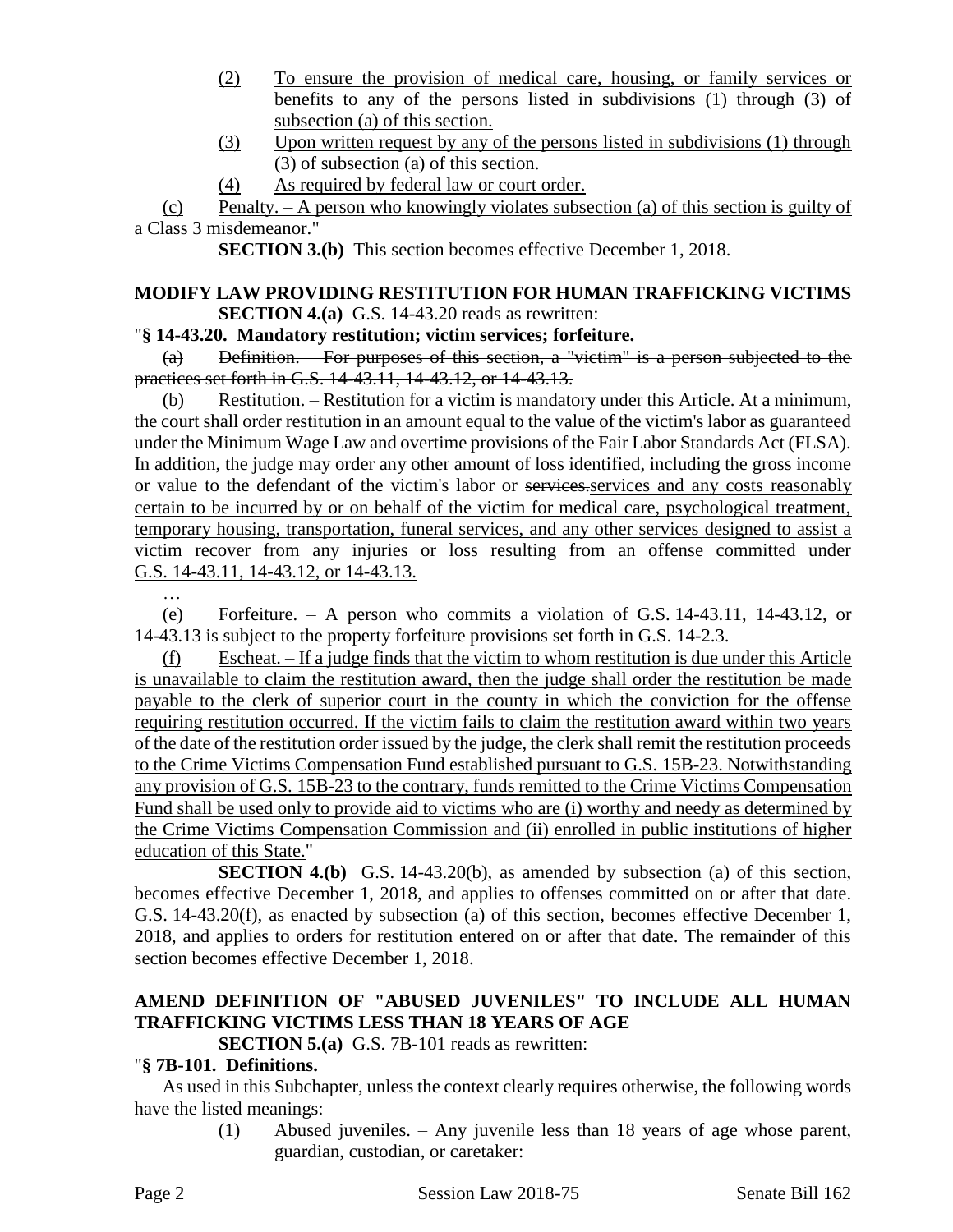(2) To ensure the provision of medical care, housing, or family services or benefits to any of the persons listed in subdivisions (1) through (3) of subsection (a) of this section.

(3) Upon written request by any of the persons listed in subdivisions (1) through (3) of subsection (a) of this section.

(4) As required by federal law or court order.

(c) Penalty. – A person who knowingly violates subsection (a) of this section is guilty of a Class 3 misdemeanor."

**SECTION 3.(b)** This section becomes effective December 1, 2018.

**MODIFY LAW PROVIDING RESTITUTION FOR HUMAN TRAFFICKING VICTIMS**

**SECTION 4.(a)** G.S. 14-43.20 reads as rewritten:

"**§ 14-43.20. Mandatory restitution; victim services; forfeiture.**

~~(a) Definition. – For purposes of this section, a "victim" is a person subjected to the practices set forth in G.S. 14-43.11, 14-43.12, or 14-43.13.~~

(b) Restitution. – Restitution for a victim is mandatory under this Article. At a minimum, the court shall order restitution in an amount equal to the value of the victim's labor as guaranteed under the Minimum Wage Law and overtime provisions of the Fair Labor Standards Act (FLSA). In addition, the judge may order any other amount of loss identified, including the gross income or value to the defendant of the victim's labor or ~~services.~~services and any costs reasonably certain to be incurred by or on behalf of the victim for medical care, psychological treatment, temporary housing, transportation, funeral services, and any other services designed to assist a victim recover from any injuries or loss resulting from an offense committed under G.S. 14-43.11, 14-43.12, or 14-43.13.

…

(e) Forfeiture. – A person who commits a violation of G.S. 14-43.11, 14-43.12, or 14-43.13 is subject to the property forfeiture provisions set forth in G.S. 14-2.3.

(f) Escheat. – If a judge finds that the victim to whom restitution is due under this Article is unavailable to claim the restitution award, then the judge shall order the restitution be made payable to the clerk of superior court in the county in which the conviction for the offense requiring restitution occurred. If the victim fails to claim the restitution award within two years of the date of the restitution order issued by the judge, the clerk shall remit the restitution proceeds to the Crime Victims Compensation Fund established pursuant to G.S. 15B-23. Notwithstanding any provision of G.S. 15B-23 to the contrary, funds remitted to the Crime Victims Compensation Fund shall be used only to provide aid to victims who are (i) worthy and needy as determined by the Crime Victims Compensation Commission and (ii) enrolled in public institutions of higher education of this State."

**SECTION 4.(b)** G.S. 14-43.20(b), as amended by subsection (a) of this section, becomes effective December 1, 2018, and applies to offenses committed on or after that date. G.S. 14-43.20(f), as enacted by subsection (a) of this section, becomes effective December 1, 2018, and applies to orders for restitution entered on or after that date. The remainder of this section becomes effective December 1, 2018.

**AMEND DEFINITION OF "ABUSED JUVENILES" TO INCLUDE ALL HUMAN TRAFFICKING VICTIMS LESS THAN 18 YEARS OF AGE**

**SECTION 5.(a)** G.S. 7B-101 reads as rewritten:

"**§ 7B-101. Definitions.**

As used in this Subchapter, unless the context clearly requires otherwise, the following words have the listed meanings:

(1) Abused juveniles. – Any juvenile less than 18 years of age whose parent, guardian, custodian, or caretaker: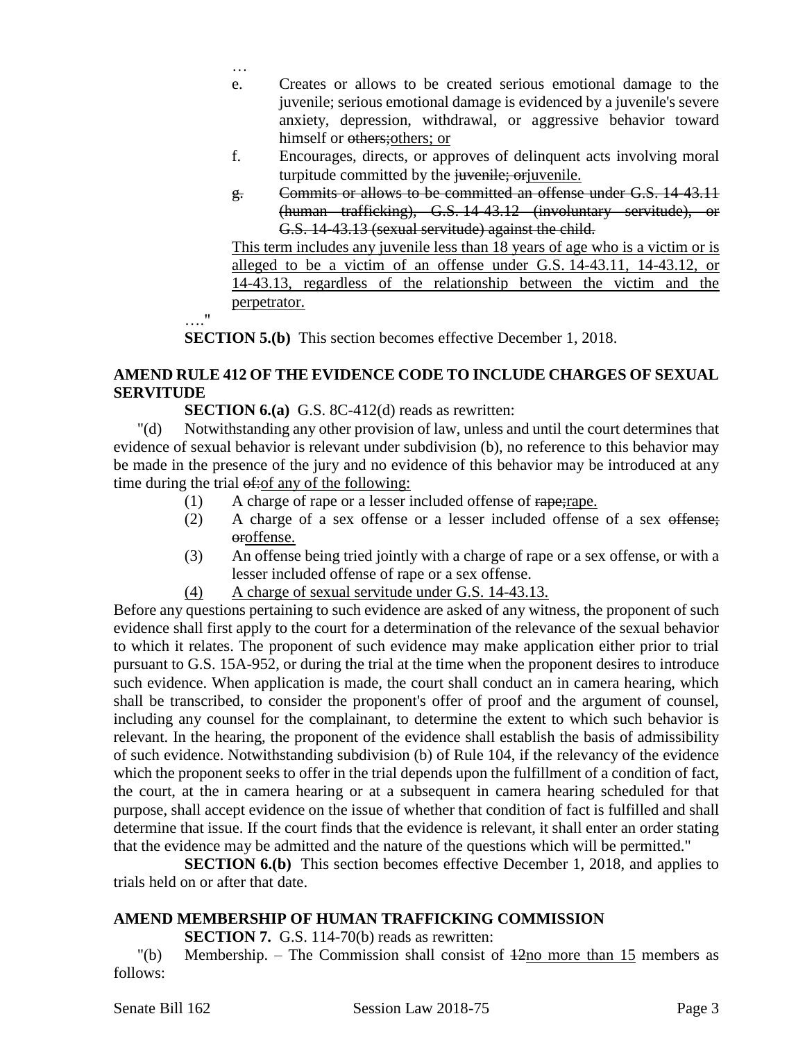…

e. Creates or allows to be created serious emotional damage to the juvenile; serious emotional damage is evidenced by a juvenile's severe anxiety, depression, withdrawal, or aggressive behavior toward himself or ~~others;~~<u>others; or</u>

f. Encourages, directs, or approves of delinquent acts involving moral turpitude committed by the ~~juvenile; or~~<u>juvenile.</u>

~~g. Commits or allows to be committed an offense under G.S. 14-43.11 (human trafficking), G.S. 14-43.12 (involuntary servitude), or G.S. 14-43.13 (sexual servitude) against the child.~~

<u>This term includes any juvenile less than 18 years of age who is a victim or is alleged to be a victim of an offense under G.S. 14-43.11, 14-43.12, or 14-43.13, regardless of the relationship between the victim and the perpetrator.</u>

…."

**SECTION 5.(b)** This section becomes effective December 1, 2018.

**AMEND RULE 412 OF THE EVIDENCE CODE TO INCLUDE CHARGES OF SEXUAL SERVITUDE**

**SECTION 6.(a)** G.S. 8C-412(d) reads as rewritten:

"(d) Notwithstanding any other provision of law, unless and until the court determines that evidence of sexual behavior is relevant under subdivision (b), no reference to this behavior may be made in the presence of the jury and no evidence of this behavior may be introduced at any time during the trial ~~of:~~<u>of any of the following:</u>

(1) A charge of rape or a lesser included offense of ~~rape;~~<u>rape.</u>

(2) A charge of a sex offense or a lesser included offense of a sex ~~offense; or~~<u>offense.</u>

(3) An offense being tried jointly with a charge of rape or a sex offense, or with a lesser included offense of rape or a sex offense.

<u>(4) A charge of sexual servitude under G.S. 14-43.13.</u>

Before any questions pertaining to such evidence are asked of any witness, the proponent of such evidence shall first apply to the court for a determination of the relevance of the sexual behavior to which it relates. The proponent of such evidence may make application either prior to trial pursuant to G.S. 15A-952, or during the trial at the time when the proponent desires to introduce such evidence. When application is made, the court shall conduct an in camera hearing, which shall be transcribed, to consider the proponent's offer of proof and the argument of counsel, including any counsel for the complainant, to determine the extent to which such behavior is relevant. In the hearing, the proponent of the evidence shall establish the basis of admissibility of such evidence. Notwithstanding subdivision (b) of Rule 104, if the relevancy of the evidence which the proponent seeks to offer in the trial depends upon the fulfillment of a condition of fact, the court, at the in camera hearing or at a subsequent in camera hearing scheduled for that purpose, shall accept evidence on the issue of whether that condition of fact is fulfilled and shall determine that issue. If the court finds that the evidence is relevant, it shall enter an order stating that the evidence may be admitted and the nature of the questions which will be permitted."

**SECTION 6.(b)** This section becomes effective December 1, 2018, and applies to trials held on or after that date.

**AMEND MEMBERSHIP OF HUMAN TRAFFICKING COMMISSION**

**SECTION 7.** G.S. 114-70(b) reads as rewritten:

"(b) Membership. – The Commission shall consist of ~~12~~<u>no more than 15</u> members as follows: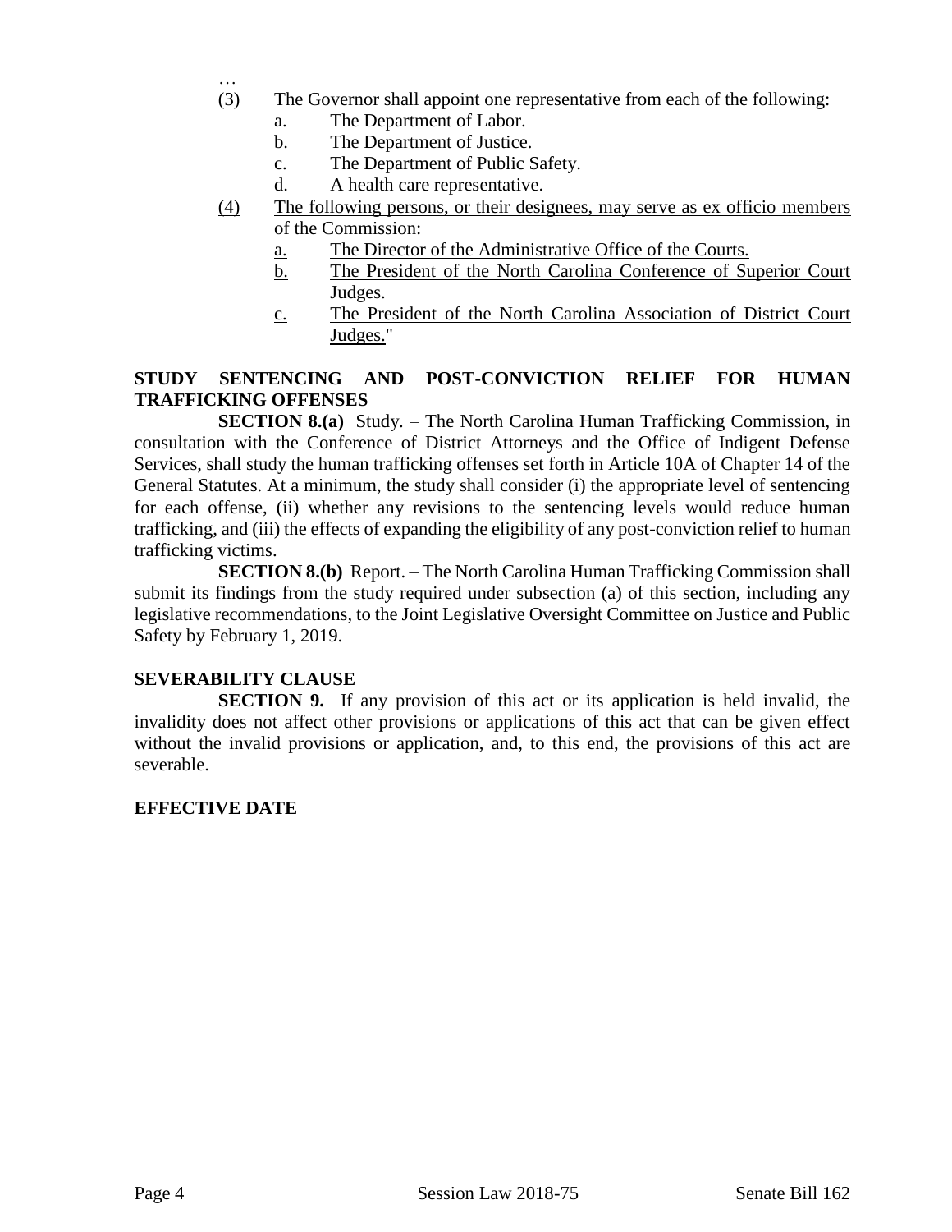…

(3) The Governor shall appoint one representative from each of the following:

   a. The Department of Labor.

   b. The Department of Justice.

   c. The Department of Public Safety.

   d. A health care representative.

<u>(4) The following persons, or their designees, may serve as ex officio members of the Commission:</u>

   <u>a. The Director of the Administrative Office of the Courts.</u>

   <u>b. The President of the North Carolina Conference of Superior Court Judges.</u>

   <u>c. The President of the North Carolina Association of District Court Judges.</u>"

**STUDY SENTENCING AND POST-CONVICTION RELIEF FOR HUMAN TRAFFICKING OFFENSES**

**SECTION 8.(a)** Study. – The North Carolina Human Trafficking Commission, in consultation with the Conference of District Attorneys and the Office of Indigent Defense Services, shall study the human trafficking offenses set forth in Article 10A of Chapter 14 of the General Statutes. At a minimum, the study shall consider (i) the appropriate level of sentencing for each offense, (ii) whether any revisions to the sentencing levels would reduce human trafficking, and (iii) the effects of expanding the eligibility of any post-conviction relief to human trafficking victims.

**SECTION 8.(b)** Report. – The North Carolina Human Trafficking Commission shall submit its findings from the study required under subsection (a) of this section, including any legislative recommendations, to the Joint Legislative Oversight Committee on Justice and Public Safety by February 1, 2019.

**SEVERABILITY CLAUSE**

**SECTION 9.** If any provision of this act or its application is held invalid, the invalidity does not affect other provisions or applications of this act that can be given effect without the invalid provisions or application, and, to this end, the provisions of this act are severable.

**EFFECTIVE DATE**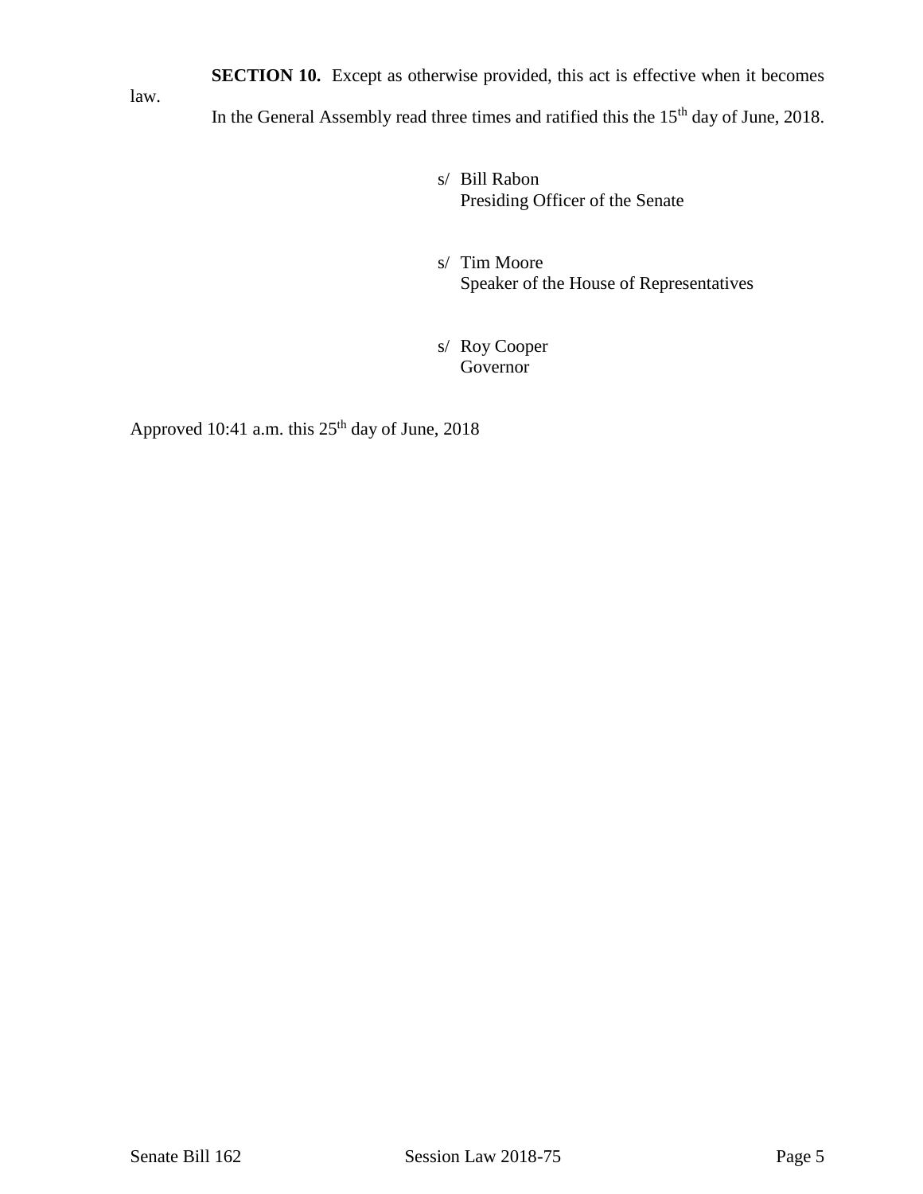**SECTION 10.** Except as otherwise provided, this act is effective when it becomes law.

In the General Assembly read three times and ratified this the 15th day of June, 2018.

s/ Bill Rabon
Presiding Officer of the Senate

s/ Tim Moore
Speaker of the House of Representatives

s/ Roy Cooper
Governor

Approved 10:41 a.m. this 25th day of June, 2018